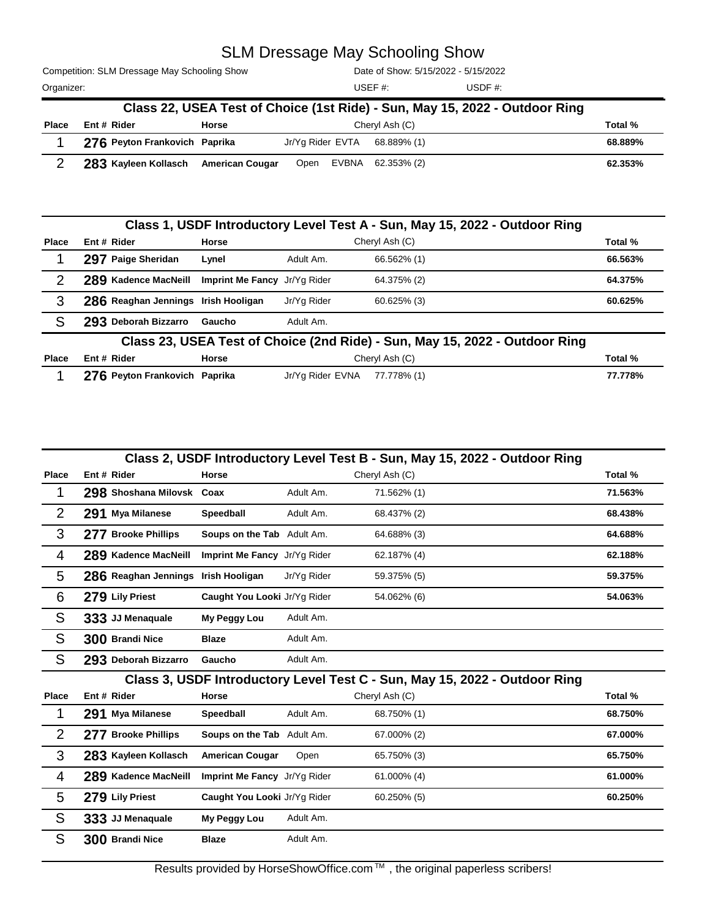# SLM Dressage May Schooling Show

Competition: SLM Dressage May Schooling Show | Date of Show: 5/15/2022 - 5/15/2022

Organizer: | USEF #: | USDF #:

## Class 22, USEA Test of Choice (1st Ride) - Sun, May 15, 2022 - Outdoor Ring

| Place | Ent # | Rider | Horse | Division | | Cheryl Ash (C) | Total % |
|---|---|---|---|---|---|---|---|
| 1 | 276 | Peyton Frankovich | Paprika | Jr/Yg Rider | EVTA | 68.889% (1) | 68.889% |
| 2 | 283 | Kayleen Kollasch | American Cougar | Open | EVBNA | 62.353% (2) | 62.353% |

## Class 1, USDF Introductory Level Test A - Sun, May 15, 2022 - Outdoor Ring

| Place | Ent # | Rider | Horse | Division | Cheryl Ash (C) | Total % |
|---|---|---|---|---|---|---|
| 1 | 297 | Paige Sheridan | Lynel | Adult Am. | 66.562% (1) | 66.563% |
| 2 | 289 | Kadence MacNeill | Imprint Me Fancy | Jr/Yg Rider | 64.375% (2) | 64.375% |
| 3 | 286 | Reaghan Jennings | Irish Hooligan | Jr/Yg Rider | 60.625% (3) | 60.625% |
| S | 293 | Deborah Bizzarro | Gaucho | Adult Am. | | |

## Class 23, USEA Test of Choice (2nd Ride) - Sun, May 15, 2022 - Outdoor Ring

| Place | Ent # | Rider | Horse | Division | | Cheryl Ash (C) | Total % |
|---|---|---|---|---|---|---|---|
| 1 | 276 | Peyton Frankovich | Paprika | Jr/Yg Rider | EVNA | 77.778% (1) | 77.778% |

## Class 2, USDF Introductory Level Test B - Sun, May 15, 2022 - Outdoor Ring

| Place | Ent # | Rider | Horse | Division | Cheryl Ash (C) | Total % |
|---|---|---|---|---|---|---|
| 1 | 298 | Shoshana Milovsk | Coax | Adult Am. | 71.562% (1) | 71.563% |
| 2 | 291 | Mya Milanese | Speedball | Adult Am. | 68.437% (2) | 68.438% |
| 3 | 277 | Brooke Phillips | Soups on the Tab | Adult Am. | 64.688% (3) | 64.688% |
| 4 | 289 | Kadence MacNeill | Imprint Me Fancy | Jr/Yg Rider | 62.187% (4) | 62.188% |
| 5 | 286 | Reaghan Jennings | Irish Hooligan | Jr/Yg Rider | 59.375% (5) | 59.375% |
| 6 | 279 | Lily Priest | Caught You Looki | Jr/Yg Rider | 54.062% (6) | 54.063% |
| S | 333 | JJ Menaquale | My Peggy Lou | Adult Am. | | |
| S | 300 | Brandi Nice | Blaze | Adult Am. | | |
| S | 293 | Deborah Bizzarro | Gaucho | Adult Am. | | |

## Class 3, USDF Introductory Level Test C - Sun, May 15, 2022 - Outdoor Ring

| Place | Ent # | Rider | Horse | Division | Cheryl Ash (C) | Total % |
|---|---|---|---|---|---|---|
| 1 | 291 | Mya Milanese | Speedball | Adult Am. | 68.750% (1) | 68.750% |
| 2 | 277 | Brooke Phillips | Soups on the Tab | Adult Am. | 67.000% (2) | 67.000% |
| 3 | 283 | Kayleen Kollasch | American Cougar | Open | 65.750% (3) | 65.750% |
| 4 | 289 | Kadence MacNeill | Imprint Me Fancy | Jr/Yg Rider | 61.000% (4) | 61.000% |
| 5 | 279 | Lily Priest | Caught You Looki | Jr/Yg Rider | 60.250% (5) | 60.250% |
| S | 333 | JJ Menaquale | My Peggy Lou | Adult Am. | | |
| S | 300 | Brandi Nice | Blaze | Adult Am. | | |

Results provided by HorseShowOffice.com™ , the original paperless scribers!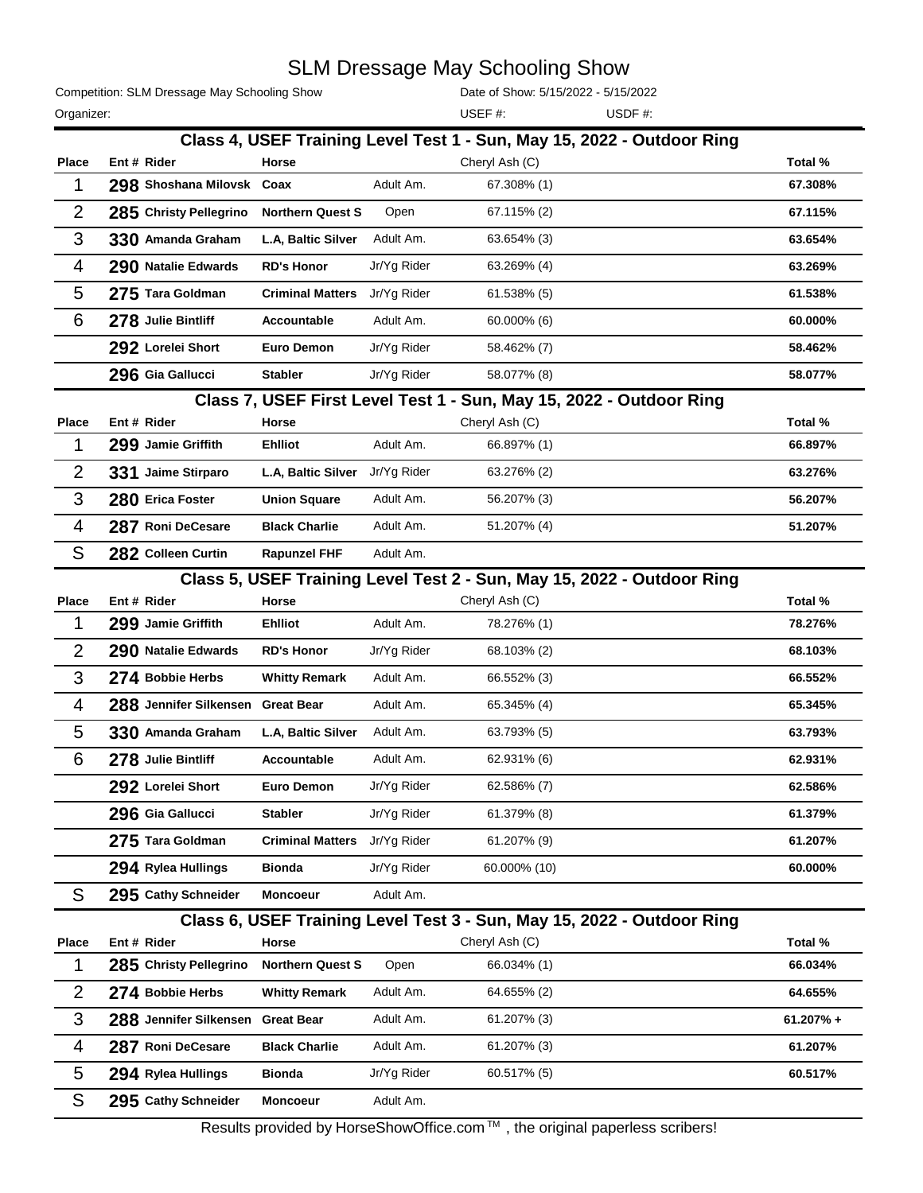# SLM Dressage May Schooling Show

Competition: SLM Dressage May Schooling Show

Date of Show: 5/15/2022 - 5/15/2022

Organizer:

USEF #:

USDF #:

## Class 4, USEF Training Level Test 1 - Sun, May 15, 2022 - Outdoor Ring

| Place | Ent # | Rider | Horse | | Cheryl Ash (C) | Total % |
|---|---|---|---|---|---|---|
| 1 | 298 | Shoshana Milovsk | Coax | Adult Am. | 67.308% (1) | **67.308%** |
| 2 | 285 | Christy Pellegrino | Northern Quest S | Open | 67.115% (2) | **67.115%** |
| 3 | 330 | Amanda Graham | L.A, Baltic Silver | Adult Am. | 63.654% (3) | **63.654%** |
| 4 | 290 | Natalie Edwards | RD's Honor | Jr/Yg Rider | 63.269% (4) | **63.269%** |
| 5 | 275 | Tara Goldman | Criminal Matters | Jr/Yg Rider | 61.538% (5) | **61.538%** |
| 6 | 278 | Julie Bintliff | Accountable | Adult Am. | 60.000% (6) | **60.000%** |
| | 292 | Lorelei Short | Euro Demon | Jr/Yg Rider | 58.462% (7) | **58.462%** |
| | 296 | Gia Gallucci | Stabler | Jr/Yg Rider | 58.077% (8) | **58.077%** |

## Class 7, USEF First Level Test 1 - Sun, May 15, 2022 - Outdoor Ring

| Place | Ent # | Rider | Horse | | Cheryl Ash (C) | Total % |
|---|---|---|---|---|---|---|
| 1 | 299 | Jamie Griffith | Ehlliot | Adult Am. | 66.897% (1) | **66.897%** |
| 2 | 331 | Jaime Stirparo | L.A, Baltic Silver | Jr/Yg Rider | 63.276% (2) | **63.276%** |
| 3 | 280 | Erica Foster | Union Square | Adult Am. | 56.207% (3) | **56.207%** |
| 4 | 287 | Roni DeCesare | Black Charlie | Adult Am. | 51.207% (4) | **51.207%** |
| S | 282 | Colleen Curtin | Rapunzel FHF | Adult Am. | | |

## Class 5, USEF Training Level Test 2 - Sun, May 15, 2022 - Outdoor Ring

| Place | Ent # | Rider | Horse | | Cheryl Ash (C) | Total % |
|---|---|---|---|---|---|---|
| 1 | 299 | Jamie Griffith | Ehlliot | Adult Am. | 78.276% (1) | **78.276%** |
| 2 | 290 | Natalie Edwards | RD's Honor | Jr/Yg Rider | 68.103% (2) | **68.103%** |
| 3 | 274 | Bobbie Herbs | Whitty Remark | Adult Am. | 66.552% (3) | **66.552%** |
| 4 | 288 | Jennifer Silkensen | Great Bear | Adult Am. | 65.345% (4) | **65.345%** |
| 5 | 330 | Amanda Graham | L.A, Baltic Silver | Adult Am. | 63.793% (5) | **63.793%** |
| 6 | 278 | Julie Bintliff | Accountable | Adult Am. | 62.931% (6) | **62.931%** |
| | 292 | Lorelei Short | Euro Demon | Jr/Yg Rider | 62.586% (7) | **62.586%** |
| | 296 | Gia Gallucci | Stabler | Jr/Yg Rider | 61.379% (8) | **61.379%** |
| | 275 | Tara Goldman | Criminal Matters | Jr/Yg Rider | 61.207% (9) | **61.207%** |
| | 294 | Rylea Hullings | Bionda | Jr/Yg Rider | 60.000% (10) | **60.000%** |
| S | 295 | Cathy Schneider | Moncoeur | Adult Am. | | |

## Class 6, USEF Training Level Test 3 - Sun, May 15, 2022 - Outdoor Ring

| Place | Ent # | Rider | Horse | | Cheryl Ash (C) | Total % |
|---|---|---|---|---|---|---|
| 1 | 285 | Christy Pellegrino | Northern Quest S | Open | 66.034% (1) | **66.034%** |
| 2 | 274 | Bobbie Herbs | Whitty Remark | Adult Am. | 64.655% (2) | **64.655%** |
| 3 | 288 | Jennifer Silkensen | Great Bear | Adult Am. | 61.207% (3) | **61.207% +** |
| 4 | 287 | Roni DeCesare | Black Charlie | Adult Am. | 61.207% (3) | **61.207%** |
| 5 | 294 | Rylea Hullings | Bionda | Jr/Yg Rider | 60.517% (5) | **60.517%** |
| S | 295 | Cathy Schneider | Moncoeur | Adult Am. | | |

Results provided by HorseShowOffice.com™ , the original paperless scribers!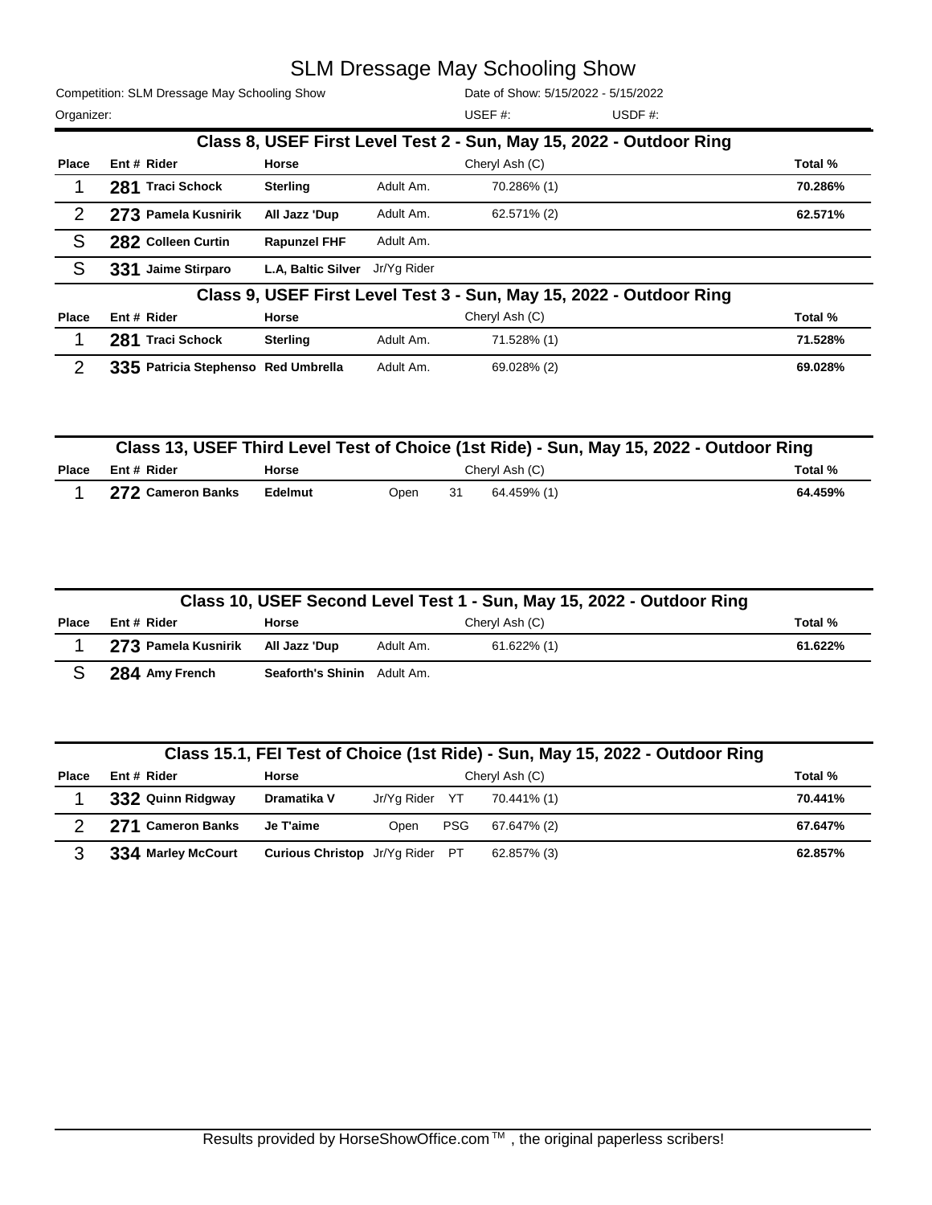# SLM Dressage May Schooling Show

Competition: SLM Dressage May Schooling Show    Date of Show: 5/15/2022 - 5/15/2022

Organizer:    USEF #:    USDF #:

## Class 8, USEF First Level Test 2 - Sun, May 15, 2022 - Outdoor Ring

| Place | Ent # | Rider | Horse | | | Cheryl Ash (C) | Total % |
|---|---|---|---|---|---|---|---|
| 1 | 281 | Traci Schock | Sterling | Adult Am. | | 70.286% (1) | 70.286% |
| 2 | 273 | Pamela Kusnirik | All Jazz 'Dup | Adult Am. | | 62.571% (2) | 62.571% |
| S | 282 | Colleen Curtin | Rapunzel FHF | Adult Am. | | | |
| S | 331 | Jaime Stirparo | L.A, Baltic Silver | Jr/Yg Rider | | | |

## Class 9, USEF First Level Test 3 - Sun, May 15, 2022 - Outdoor Ring

| Place | Ent # | Rider | Horse | | | Cheryl Ash (C) | Total % |
|---|---|---|---|---|---|---|---|
| 1 | 281 | Traci Schock | Sterling | Adult Am. | | 71.528% (1) | 71.528% |
| 2 | 335 | Patricia Stephenso | Red Umbrella | Adult Am. | | 69.028% (2) | 69.028% |

## Class 13, USEF Third Level Test of Choice (1st Ride) - Sun, May 15, 2022 - Outdoor Ring

| Place | Ent # | Rider | Horse | | | Cheryl Ash (C) | Total % |
|---|---|---|---|---|---|---|---|
| 1 | 272 | Cameron Banks | Edelmut | Open | 31 | 64.459% (1) | 64.459% |

## Class 10, USEF Second Level Test 1 - Sun, May 15, 2022 - Outdoor Ring

| Place | Ent # | Rider | Horse | | | Cheryl Ash (C) | Total % |
|---|---|---|---|---|---|---|---|
| 1 | 273 | Pamela Kusnirik | All Jazz 'Dup | Adult Am. | | 61.622% (1) | 61.622% |
| S | 284 | Amy French | Seaforth's Shinin | Adult Am. | | | |

## Class 15.1, FEI Test of Choice (1st Ride) - Sun, May 15, 2022 - Outdoor Ring

| Place | Ent # | Rider | Horse | | | Cheryl Ash (C) | Total % |
|---|---|---|---|---|---|---|---|
| 1 | 332 | Quinn Ridgway | Dramatika V | Jr/Yg Rider | YT | 70.441% (1) | 70.441% |
| 2 | 271 | Cameron Banks | Je T'aime | Open | PSG | 67.647% (2) | 67.647% |
| 3 | 334 | Marley McCourt | Curious Christop | Jr/Yg Rider | PT | 62.857% (3) | 62.857% |

Results provided by HorseShowOffice.com ™ , the original paperless scribers!